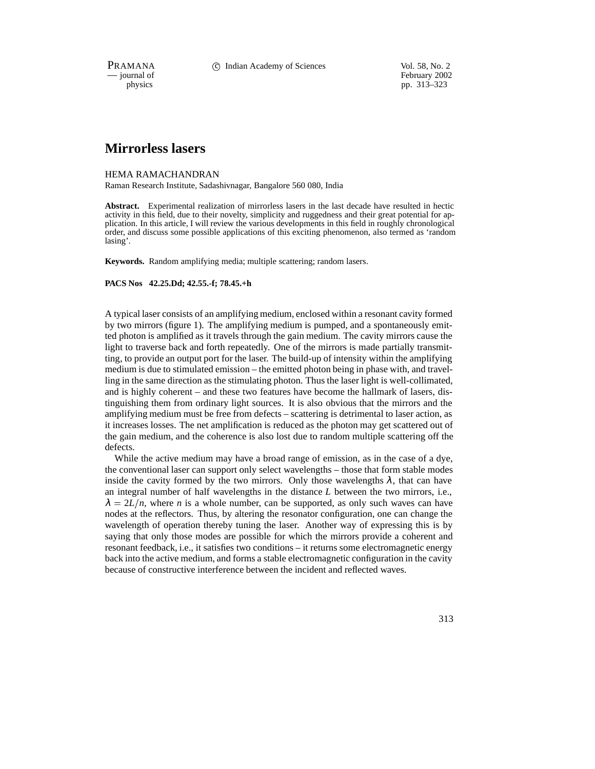# Mirrorless lasers

HEMA RAMACHANDRAN

Raman Research Institute, Sadashivnagar, Bangalore 560 080, India

**Abstract.** Experimental realization of mirrorless lasers in the last decade have resulted in hectic activity in this field, due to their novelty, simplicity and ruggedness and their great potential for application. In this article, I will review the various developments in this field in roughly chronological order, and discuss some possible applications of this exciting phenomenon, also termed as 'random lasing'.

**Keywords.** Random amplifying media; multiple scattering; random lasers.

**PACS Nos 42.25.Dd; 42.55.-f; 78.45.+h**

A typical laser consists of an amplifying medium, enclosed within a resonant cavity formed by two mirrors (figure 1). The amplifying medium is pumped, and a spontaneously emitted photon is amplified as it travels through the gain medium. The cavity mirrors cause the light to traverse back and forth repeatedly. One of the mirrors is made partially transmitting, to provide an output port for the laser. The build-up of intensity within the amplifying medium is due to stimulated emission – the emitted photon being in phase with, and travelling in the same direction as the stimulating photon. Thus the laser light is well-collimated, and is highly coherent – and these two features have become the hallmark of lasers, distinguishing them from ordinary light sources. It is also obvious that the mirrors and the amplifying medium must be free from defects – scattering is detrimental to laser action, as it increases losses. The net amplification is reduced as the photon may get scattered out of the gain medium, and the coherence is also lost due to random multiple scattering off the defects.

While the active medium may have a broad range of emission, as in the case of a dye, the conventional laser can support only select wavelengths – those that form stable modes inside the cavity formed by the two mirrors. Only those wavelengths $\lambda$, that can have an integral number of half wavelengths in the distance $L$ between the two mirrors, i.e., $\lambda = 2L/n$, where $n$ is a whole number, can be supported, as only such waves can have nodes at the reflectors. Thus, by altering the resonator configuration, one can change the wavelength of operation thereby tuning the laser. Another way of expressing this is by saying that only those modes are possible for which the mirrors provide a coherent and resonant feedback, i.e., it satisfies two conditions – it returns some electromagnetic energy back into the active medium, and forms a stable electromagnetic configuration in the cavity because of constructive interference between the incident and reflected waves.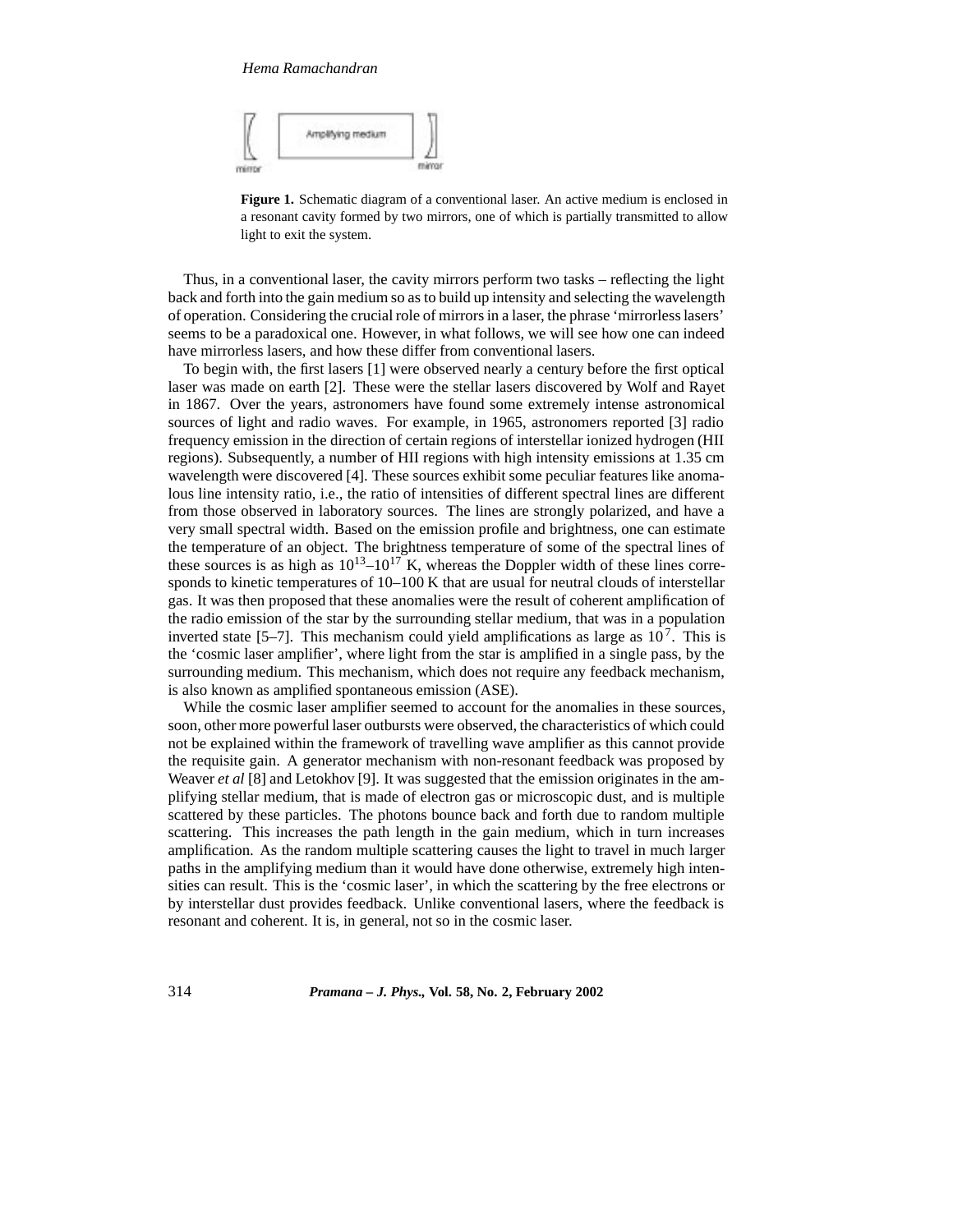**Figure 1.** Schematic diagram of a conventional laser. An active medium is enclosed in a resonant cavity formed by two mirrors, one of which is partially transmitted to allow light to exit the system.

Thus, in a conventional laser, the cavity mirrors perform two tasks – reflecting the light back and forth into the gain medium so as to build up intensity and selecting the wavelength of operation. Considering the crucial role of mirrors in a laser, the phrase 'mirrorless lasers' seems to be a paradoxical one. However, in what follows, we will see how one can indeed have mirrorless lasers, and how these differ from conventional lasers.

To begin with, the first lasers [1] were observed nearly a century before the first optical laser was made on earth [2]. These were the stellar lasers discovered by Wolf and Rayet in 1867. Over the years, astronomers have found some extremely intense astronomical sources of light and radio waves. For example, in 1965, astronomers reported [3] radio frequency emission in the direction of certain regions of interstellar ionized hydrogen (HII regions). Subsequently, a number of HII regions with high intensity emissions at 1.35 cm wavelength were discovered [4]. These sources exhibit some peculiar features like anomalous line intensity ratio, i.e., the ratio of intensities of different spectral lines are different from those observed in laboratory sources. The lines are strongly polarized, and have a very small spectral width. Based on the emission profile and brightness, one can estimate the temperature of an object. The brightness temperature of some of the spectral lines of these sources is as high as $10^{13}$–$10^{17}$ K, whereas the Doppler width of these lines corresponds to kinetic temperatures of 10–100 K that are usual for neutral clouds of interstellar gas. It was then proposed that these anomalies were the result of coherent amplification of the radio emission of the star by the surrounding stellar medium, that was in a population inverted state [5–7]. This mechanism could yield amplifications as large as $10^7$. This is the 'cosmic laser amplifier', where light from the star is amplified in a single pass, by the surrounding medium. This mechanism, which does not require any feedback mechanism, is also known as amplified spontaneous emission (ASE).

While the cosmic laser amplifier seemed to account for the anomalies in these sources, soon, other more powerful laser outbursts were observed, the characteristics of which could not be explained within the framework of travelling wave amplifier as this cannot provide the requisite gain. A generator mechanism with non-resonant feedback was proposed by Weaver *et al* [8] and Letokhov [9]. It was suggested that the emission originates in the amplifying stellar medium, that is made of electron gas or microscopic dust, and is multiple scattered by these particles. The photons bounce back and forth due to random multiple scattering. This increases the path length in the gain medium, which in turn increases amplification. As the random multiple scattering causes the light to travel in much larger paths in the amplifying medium than it would have done otherwise, extremely high intensities can result. This is the 'cosmic laser', in which the scattering by the free electrons or by interstellar dust provides feedback. Unlike conventional lasers, where the feedback is resonant and coherent. It is, in general, not so in the cosmic laser.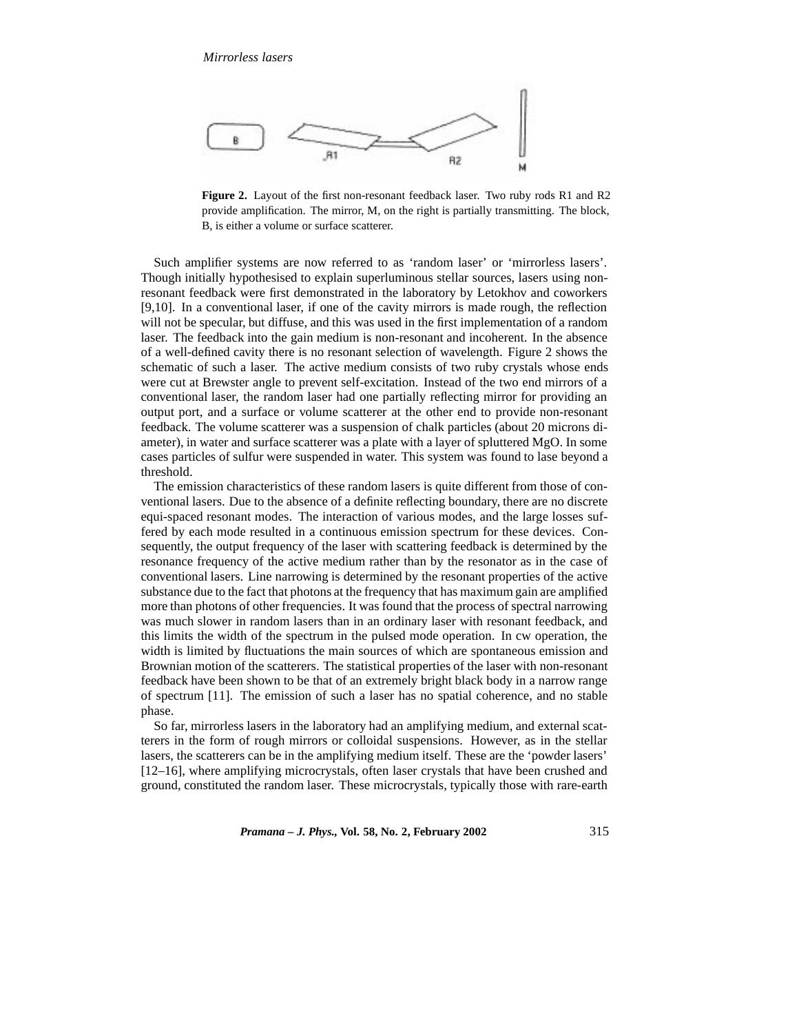**Figure 2.** Layout of the first non-resonant feedback laser. Two ruby rods R1 and R2 provide amplification. The mirror, M, on the right is partially transmitting. The block, B, is either a volume or surface scatterer.

Such amplifier systems are now referred to as 'random laser' or 'mirrorless lasers'. Though initially hypothesised to explain superluminous stellar sources, lasers using non-resonant feedback were first demonstrated in the laboratory by Letokhov and coworkers [9,10]. In a conventional laser, if one of the cavity mirrors is made rough, the reflection will not be specular, but diffuse, and this was used in the first implementation of a random laser. The feedback into the gain medium is non-resonant and incoherent. In the absence of a well-defined cavity there is no resonant selection of wavelength. Figure 2 shows the schematic of such a laser. The active medium consists of two ruby crystals whose ends were cut at Brewster angle to prevent self-excitation. Instead of the two end mirrors of a conventional laser, the random laser had one partially reflecting mirror for providing an output port, and a surface or volume scatterer at the other end to provide non-resonant feedback. The volume scatterer was a suspension of chalk particles (about 20 microns diameter), in water and surface scatterer was a plate with a layer of spluttered MgO. In some cases particles of sulfur were suspended in water. This system was found to lase beyond a threshold.

The emission characteristics of these random lasers is quite different from those of conventional lasers. Due to the absence of a definite reflecting boundary, there are no discrete equi-spaced resonant modes. The interaction of various modes, and the large losses suffered by each mode resulted in a continuous emission spectrum for these devices. Consequently, the output frequency of the laser with scattering feedback is determined by the resonance frequency of the active medium rather than by the resonator as in the case of conventional lasers. Line narrowing is determined by the resonant properties of the active substance due to the fact that photons at the frequency that has maximum gain are amplified more than photons of other frequencies. It was found that the process of spectral narrowing was much slower in random lasers than in an ordinary laser with resonant feedback, and this limits the width of the spectrum in the pulsed mode operation. In cw operation, the width is limited by fluctuations the main sources of which are spontaneous emission and Brownian motion of the scatterers. The statistical properties of the laser with non-resonant feedback have been shown to be that of an extremely bright black body in a narrow range of spectrum [11]. The emission of such a laser has no spatial coherence, and no stable phase.

So far, mirrorless lasers in the laboratory had an amplifying medium, and external scatterers in the form of rough mirrors or colloidal suspensions. However, as in the stellar lasers, the scatterers can be in the amplifying medium itself. These are the 'powder lasers' [12–16], where amplifying microcrystals, often laser crystals that have been crushed and ground, constituted the random laser. These microcrystals, typically those with rare-earth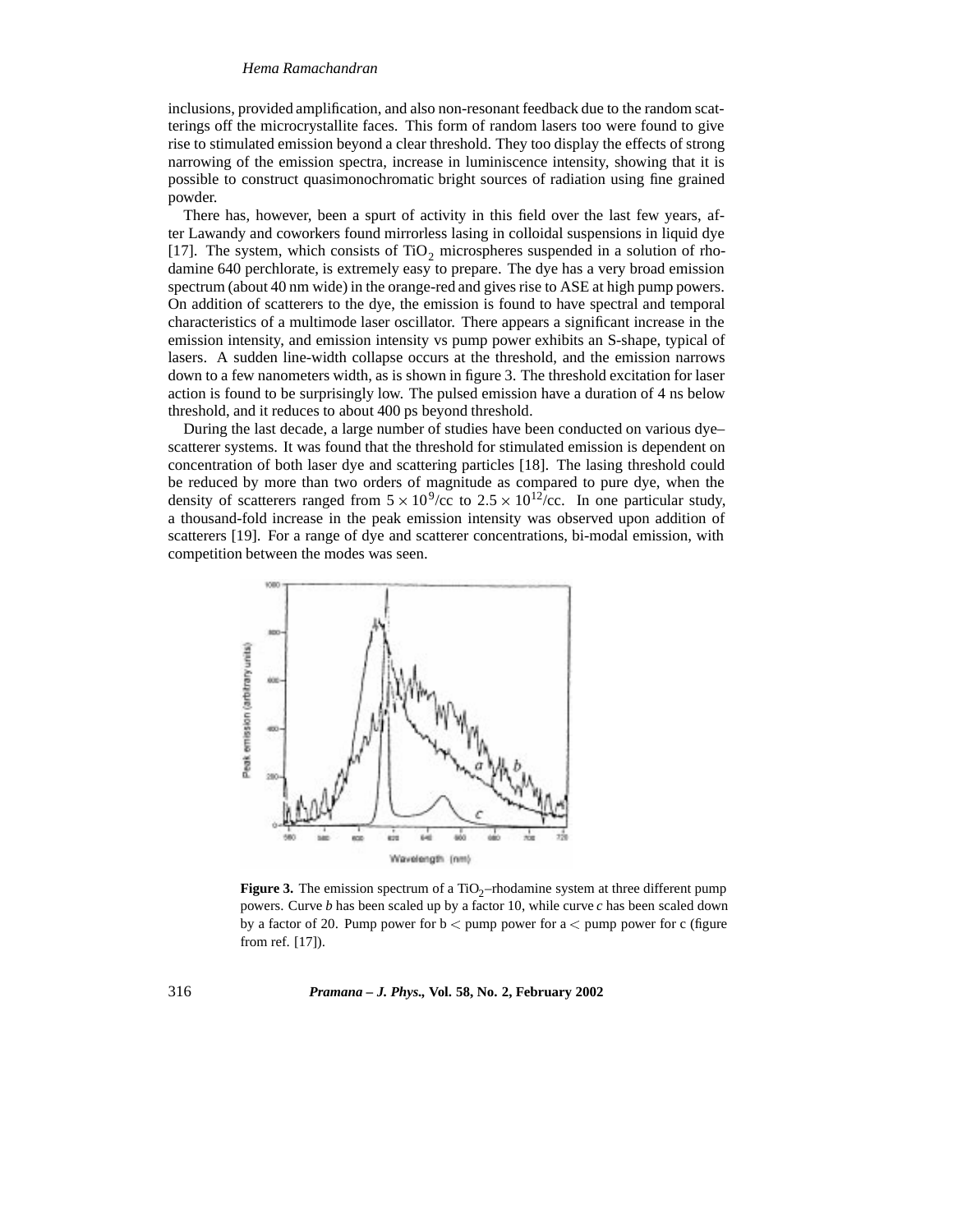inclusions, provided amplification, and also non-resonant feedback due to the random scatterings off the microcrystallite faces. This form of random lasers too were found to give rise to stimulated emission beyond a clear threshold. They too display the effects of strong narrowing of the emission spectra, increase in luminiscence intensity, showing that it is possible to construct quasimonochromatic bright sources of radiation using fine grained powder.

There has, however, been a spurt of activity in this field over the last few years, after Lawandy and coworkers found mirrorless lasing in colloidal suspensions in liquid dye [17]. The system, which consists of $TiO_2$ microspheres suspended in a solution of rhodamine 640 perchlorate, is extremely easy to prepare. The dye has a very broad emission spectrum (about 40 nm wide) in the orange-red and gives rise to ASE at high pump powers. On addition of scatterers to the dye, the emission is found to have spectral and temporal characteristics of a multimode laser oscillator. There appears a significant increase in the emission intensity, and emission intensity vs pump power exhibits an S-shape, typical of lasers. A sudden line-width collapse occurs at the threshold, and the emission narrows down to a few nanometers width, as is shown in figure 3. The threshold excitation for laser action is found to be surprisingly low. The pulsed emission have a duration of 4 ns below threshold, and it reduces to about 400 ps beyond threshold.

During the last decade, a large number of studies have been conducted on various dye–scatterer systems. It was found that the threshold for stimulated emission is dependent on concentration of both laser dye and scattering particles [18]. The lasing threshold could be reduced by more than two orders of magnitude as compared to pure dye, when the density of scatterers ranged from $5 \times 10^9$/cc to $2.5 \times 10^{12}$/cc. In one particular study, a thousand-fold increase in the peak emission intensity was observed upon addition of scatterers [19]. For a range of dye and scatterer concentrations, bi-modal emission, with competition between the modes was seen.

**Figure 3.** The emission spectrum of a $TiO_2$–rhodamine system at three different pump powers. Curve *b* has been scaled up by a factor 10, while curve *c* has been scaled down by a factor of 20. Pump power for b $<$ pump power for a $<$ pump power for c (figure from ref. [17]).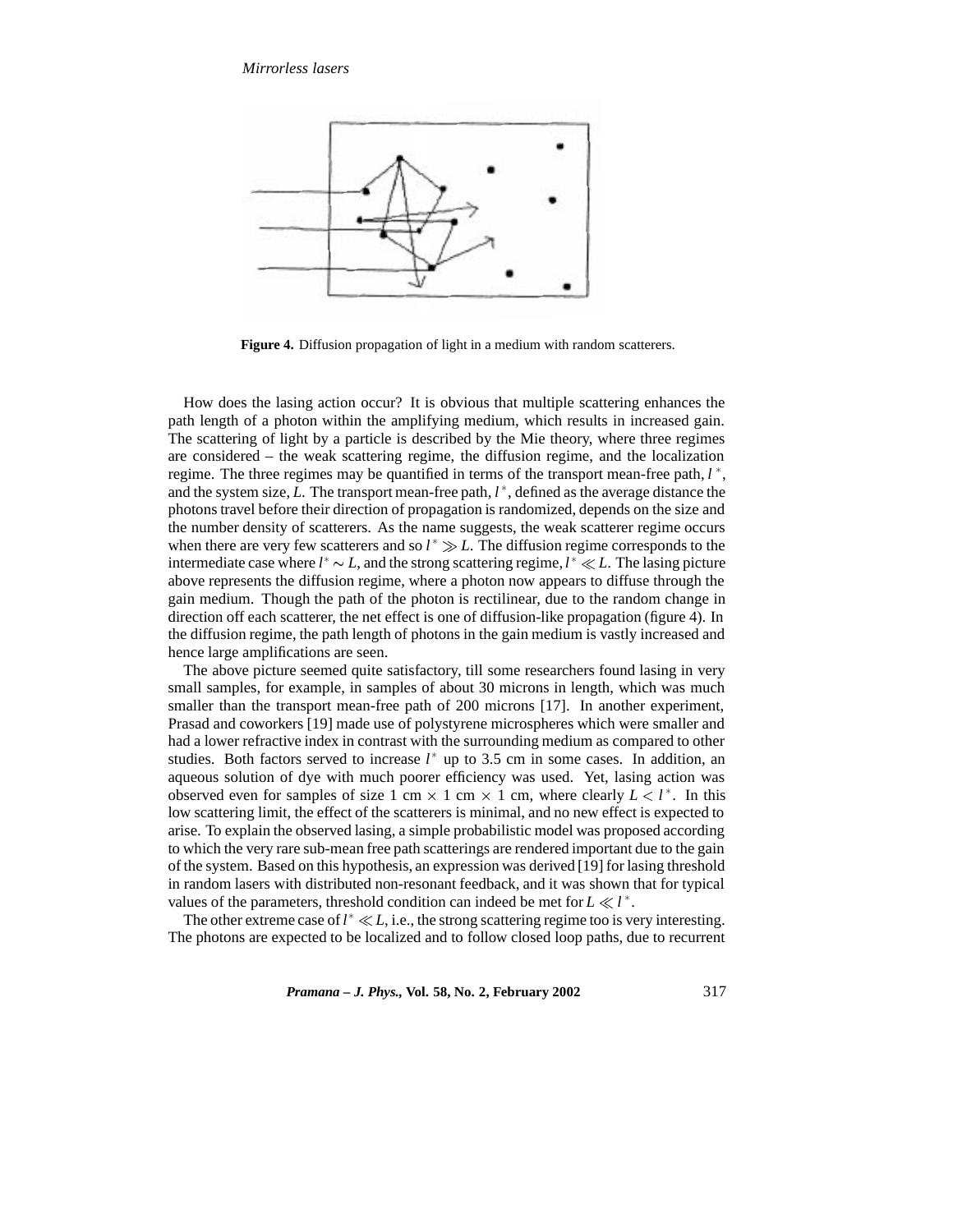Figure 4. Diffusion propagation of light in a medium with random scatterers.

How does the lasing action occur? It is obvious that multiple scattering enhances the path length of a photon within the amplifying medium, which results in increased gain. The scattering of light by a particle is described by the Mie theory, where three regimes are considered – the weak scattering regime, the diffusion regime, and the localization regime. The three regimes may be quantified in terms of the transport mean-free path, $l^*$, and the system size, $L$. The transport mean-free path, $l^*$, defined as the average distance the photons travel before their direction of propagation is randomized, depends on the size and the number density of scatterers. As the name suggests, the weak scatterer regime occurs when there are very few scatterers and so $l^* \gg L$. The diffusion regime corresponds to the intermediate case where $l^* \sim L$, and the strong scattering regime, $l^* \ll L$. The lasing picture above represents the diffusion regime, where a photon now appears to diffuse through the gain medium. Though the path of the photon is rectilinear, due to the random change in direction off each scatterer, the net effect is one of diffusion-like propagation (figure 4). In the diffusion regime, the path length of photons in the gain medium is vastly increased and hence large amplifications are seen.

The above picture seemed quite satisfactory, till some researchers found lasing in very small samples, for example, in samples of about 30 microns in length, which was much smaller than the transport mean-free path of 200 microns [17]. In another experiment, Prasad and coworkers [19] made use of polystyrene microspheres which were smaller and had a lower refractive index in contrast with the surrounding medium as compared to other studies. Both factors served to increase $l^*$ up to 3.5 cm in some cases. In addition, an aqueous solution of dye with much poorer efficiency was used. Yet, lasing action was observed even for samples of size 1 cm $\times$ 1 cm $\times$ 1 cm, where clearly $L < l^*$. In this low scattering limit, the effect of the scatterers is minimal, and no new effect is expected to arise. To explain the observed lasing, a simple probabilistic model was proposed according to which the very rare sub-mean free path scatterings are rendered important due to the gain of the system. Based on this hypothesis, an expression was derived [19] for lasing threshold in random lasers with distributed non-resonant feedback, and it was shown that for typical values of the parameters, threshold condition can indeed be met for $L \ll l^*$.

The other extreme case of $l^* \ll L$, i.e., the strong scattering regime too is very interesting. The photons are expected to be localized and to follow closed loop paths, due to recurrent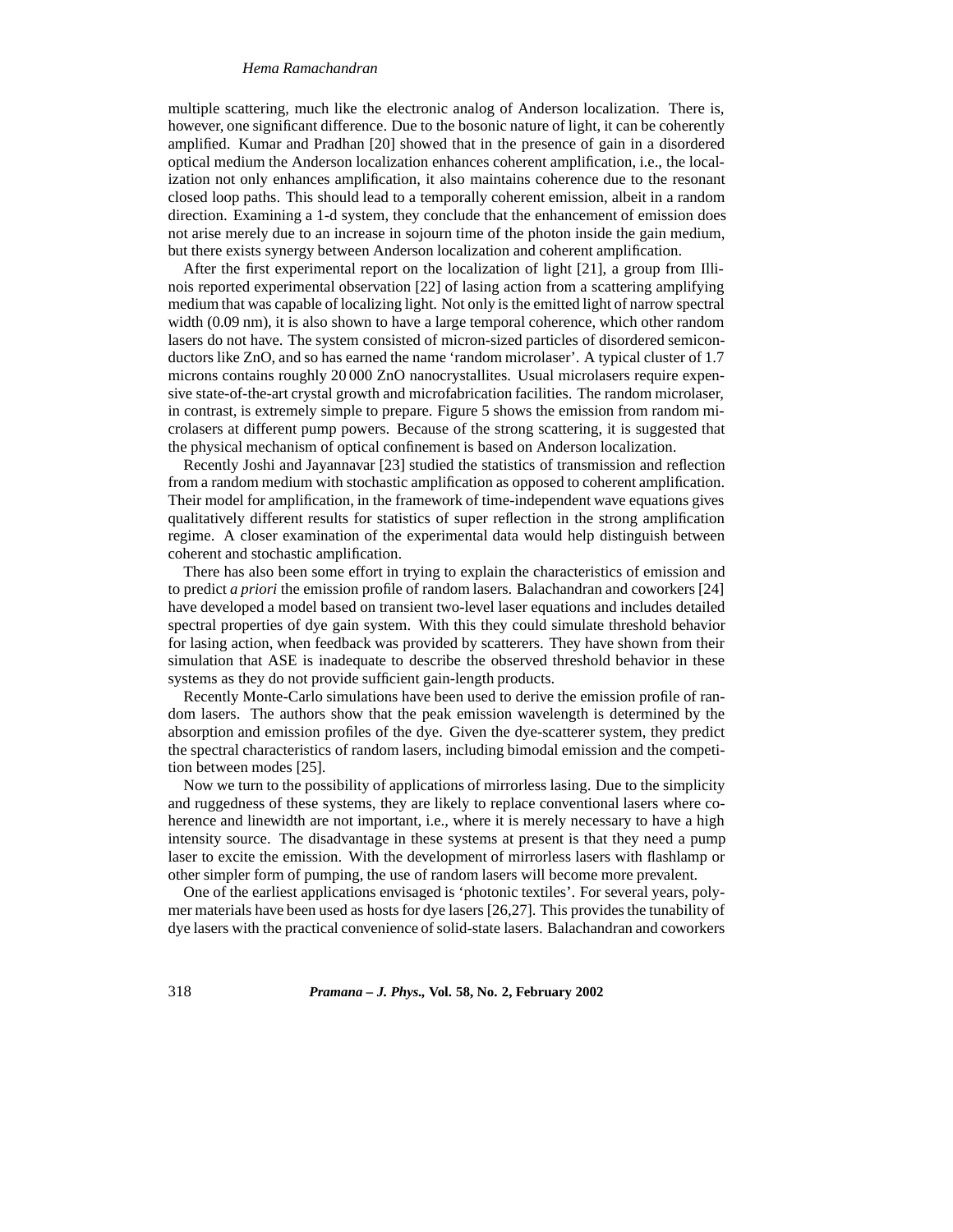multiple scattering, much like the electronic analog of Anderson localization. There is, however, one significant difference. Due to the bosonic nature of light, it can be coherently amplified. Kumar and Pradhan [20] showed that in the presence of gain in a disordered optical medium the Anderson localization enhances coherent amplification, i.e., the localization not only enhances amplification, it also maintains coherence due to the resonant closed loop paths. This should lead to a temporally coherent emission, albeit in a random direction. Examining a 1-d system, they conclude that the enhancement of emission does not arise merely due to an increase in sojourn time of the photon inside the gain medium, but there exists synergy between Anderson localization and coherent amplification.

After the first experimental report on the localization of light [21], a group from Illinois reported experimental observation [22] of lasing action from a scattering amplifying medium that was capable of localizing light. Not only is the emitted light of narrow spectral width (0.09 nm), it is also shown to have a large temporal coherence, which other random lasers do not have. The system consisted of micron-sized particles of disordered semiconductors like ZnO, and so has earned the name 'random microlaser'. A typical cluster of 1.7 microns contains roughly 20 000 ZnO nanocrystallites. Usual microlasers require expensive state-of-the-art crystal growth and microfabrication facilities. The random microlaser, in contrast, is extremely simple to prepare. Figure 5 shows the emission from random microlasers at different pump powers. Because of the strong scattering, it is suggested that the physical mechanism of optical confinement is based on Anderson localization.

Recently Joshi and Jayannavar [23] studied the statistics of transmission and reflection from a random medium with stochastic amplification as opposed to coherent amplification. Their model for amplification, in the framework of time-independent wave equations gives qualitatively different results for statistics of super reflection in the strong amplification regime. A closer examination of the experimental data would help distinguish between coherent and stochastic amplification.

There has also been some effort in trying to explain the characteristics of emission and to predict *a priori* the emission profile of random lasers. Balachandran and coworkers [24] have developed a model based on transient two-level laser equations and includes detailed spectral properties of dye gain system. With this they could simulate threshold behavior for lasing action, when feedback was provided by scatterers. They have shown from their simulation that ASE is inadequate to describe the observed threshold behavior in these systems as they do not provide sufficient gain-length products.

Recently Monte-Carlo simulations have been used to derive the emission profile of random lasers. The authors show that the peak emission wavelength is determined by the absorption and emission profiles of the dye. Given the dye-scatterer system, they predict the spectral characteristics of random lasers, including bimodal emission and the competition between modes [25].

Now we turn to the possibility of applications of mirrorless lasing. Due to the simplicity and ruggedness of these systems, they are likely to replace conventional lasers where coherence and linewidth are not important, i.e., where it is merely necessary to have a high intensity source. The disadvantage in these systems at present is that they need a pump laser to excite the emission. With the development of mirrorless lasers with flashlamp or other simpler form of pumping, the use of random lasers will become more prevalent.

One of the earliest applications envisaged is 'photonic textiles'. For several years, polymer materials have been used as hosts for dye lasers [26,27]. This provides the tunability of dye lasers with the practical convenience of solid-state lasers. Balachandran and coworkers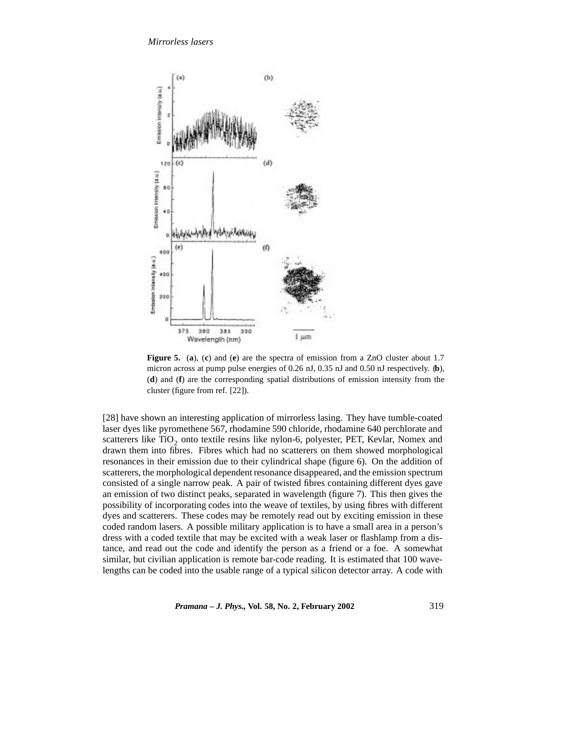**Figure 5.** (**a**), (**c**) and (**e**) are the spectra of emission from a ZnO cluster about 1.7 micron across at pump pulse energies of 0.26 nJ, 0.35 nJ and 0.50 nJ respectively. (**b**), (**d**) and (**f**) are the corresponding spatial distributions of emission intensity from the cluster (figure from ref. [22]).

[28] have shown an interesting application of mirrorless lasing. They have tumble-coated laser dyes like pyromethene 567, rhodamine 590 chloride, rhodamine 640 perchlorate and scatterers like $TiO_2$ onto textile resins like nylon-6, polyester, PET, Kevlar, Nomex and drawn them into fibres. Fibres which had no scatterers on them showed morphological resonances in their emission due to their cylindrical shape (figure 6). On the addition of scatterers, the morphological dependent resonance disappeared, and the emission spectrum consisted of a single narrow peak. A pair of twisted fibres containing different dyes gave an emission of two distinct peaks, separated in wavelength (figure 7). This then gives the possibility of incorporating codes into the weave of textiles, by using fibres with different dyes and scatterers. These codes may be remotely read out by exciting emission in these coded random lasers. A possible military application is to have a small area in a person's dress with a coded textile that may be excited with a weak laser or flashlamp from a distance, and read out the code and identify the person as a friend or a foe. A somewhat similar, but civilian application is remote bar-code reading. It is estimated that 100 wavelengths can be coded into the usable range of a typical silicon detector array. A code with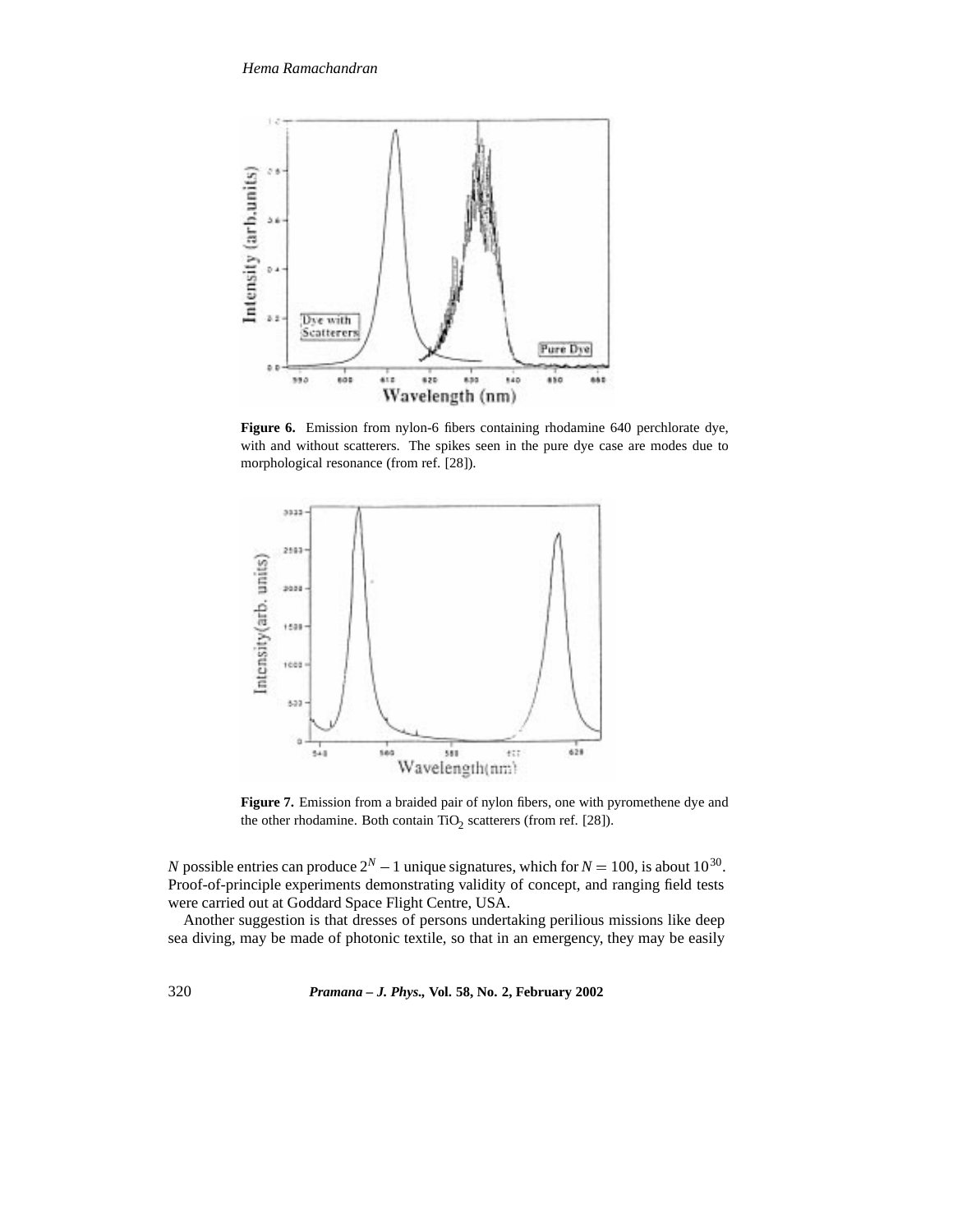**Figure 6.** Emission from nylon-6 fibers containing rhodamine 640 perchlorate dye, with and without scatterers. The spikes seen in the pure dye case are modes due to morphological resonance (from ref. [28]).

**Figure 7.** Emission from a braided pair of nylon fibers, one with pyromethene dye and the other rhodamine. Both contain $TiO_2$ scatterers (from ref. [28]).

$N$ possible entries can produce $2^N - 1$ unique signatures, which for $N = 100$, is about $10^{30}$. Proof-of-principle experiments demonstrating validity of concept, and ranging field tests were carried out at Goddard Space Flight Centre, USA.

Another suggestion is that dresses of persons undertaking perilious missions like deep sea diving, may be made of photonic textile, so that in an emergency, they may be easily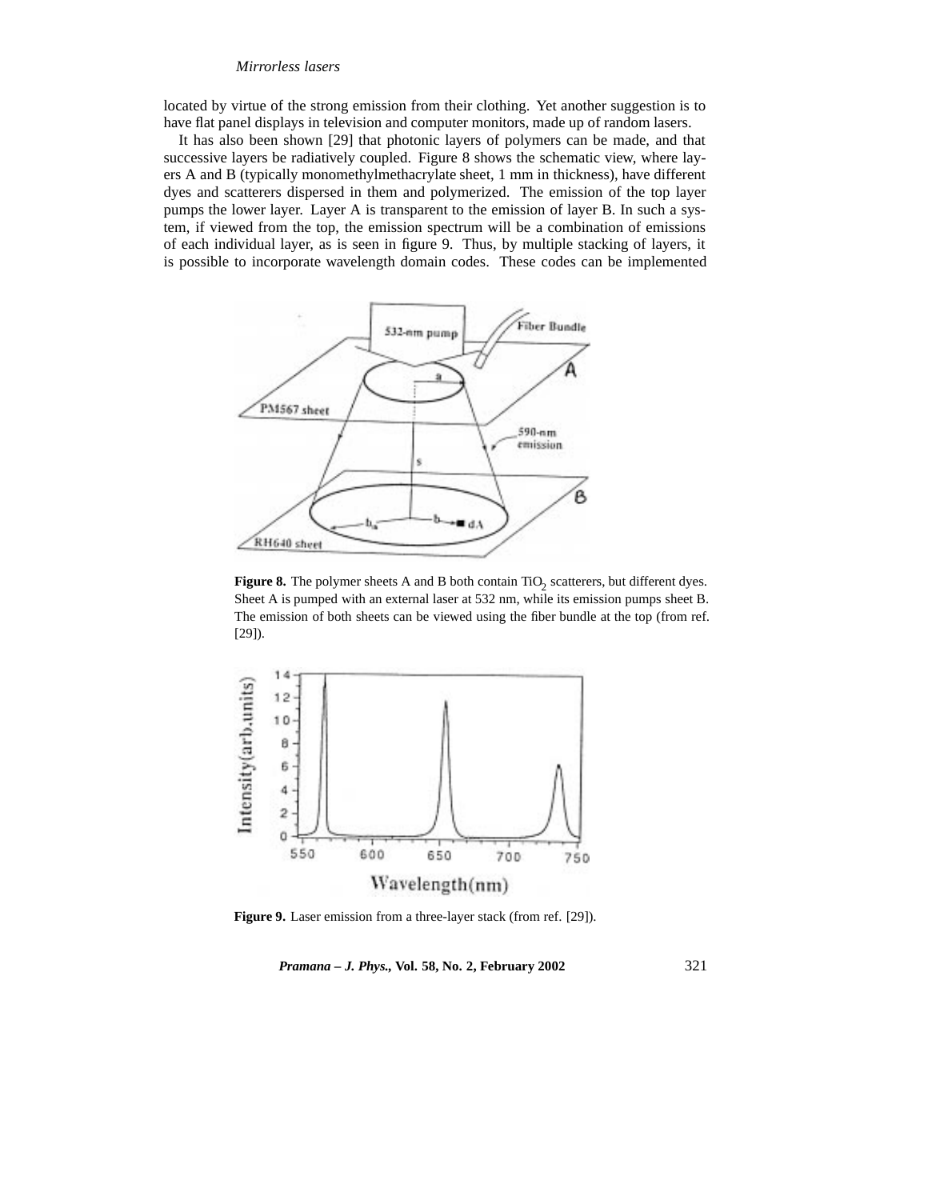located by virtue of the strong emission from their clothing. Yet another suggestion is to have flat panel displays in television and computer monitors, made up of random lasers.

It has also been shown [29] that photonic layers of polymers can be made, and that successive layers be radiatively coupled. Figure 8 shows the schematic view, where layers A and B (typically monomethylmethacrylate sheet, 1 mm in thickness), have different dyes and scatterers dispersed in them and polymerized. The emission of the top layer pumps the lower layer. Layer A is transparent to the emission of layer B. In such a system, if viewed from the top, the emission spectrum will be a combination of emissions of each individual layer, as is seen in figure 9. Thus, by multiple stacking of layers, it is possible to incorporate wavelength domain codes. These codes can be implemented

**Figure 8.** The polymer sheets A and B both contain $TiO_2$ scatterers, but different dyes. Sheet A is pumped with an external laser at 532 nm, while its emission pumps sheet B. The emission of both sheets can be viewed using the fiber bundle at the top (from ref. [29]).

**Figure 9.** Laser emission from a three-layer stack (from ref. [29]).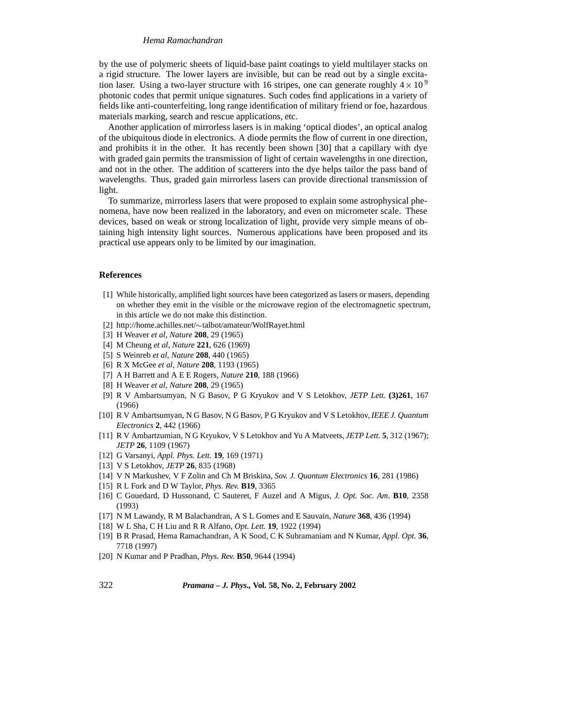by the use of polymeric sheets of liquid-base paint coatings to yield multilayer stacks on a rigid structure. The lower layers are invisible, but can be read out by a single excitation laser. Using a two-layer structure with 16 stripes, one can generate roughly $4 \times 10^{9}$ photonic codes that permit unique signatures. Such codes find applications in a variety of fields like anti-counterfeiting, long range identification of military friend or foe, hazardous materials marking, search and rescue applications, etc.

Another application of mirrorless lasers is in making 'optical diodes', an optical analog of the ubiquitous diode in electronics. A diode permits the flow of current in one direction, and prohibits it in the other. It has recently been shown [30] that a capillary with dye with graded gain permits the transmission of light of certain wavelengths in one direction, and not in the other. The addition of scatterers into the dye helps tailor the pass band of wavelengths. Thus, graded gain mirrorless lasers can provide directional transmission of light.

To summarize, mirrorless lasers that were proposed to explain some astrophysical phenomena, have now been realized in the laboratory, and even on micrometer scale. These devices, based on weak or strong localization of light, provide very simple means of obtaining high intensity light sources. Numerous applications have been proposed and its practical use appears only to be limited by our imagination.

## References

[1] While historically, amplified light sources have been categorized as lasers or masers, depending on whether they emit in the visible or the microwave region of the electromagnetic spectrum, in this article we do not make this distinction.

[2] http://home.achilles.net/∼talbot/amateur/WolfRayet.html

[3] H Weaver *et al*, *Nature* **208**, 29 (1965)

[4] M Cheung *et al*, *Nature* **221**, 626 (1969)

[5] S Weinreb *et al*, *Nature* **208**, 440 (1965)

[6] R X McGee *et al*, *Nature* **208**, 1193 (1965)

[7] A H Barrett and A E E Rogers, *Nature* **210**, 188 (1966)

[8] H Weaver *et al*, *Nature* **208**, 29 (1965)

[9] R V Ambartsumyan, N G Basov, P G Kryukov and V S Letokhov, *JETP Lett.* **(3)261**, 167 (1966)

[10] R V Ambartsumyan, N G Basov, N G Basov, P G Kryukov and V S Letokhov, *IEEE J. Quantum Electronics* **2**, 442 (1966)

[11] R V Ambartzumian, N G Kryukov, V S Letokhov and Yu A Matveets, *JETP Lett.* **5**, 312 (1967); *JETP* **26**, 1109 (1967)

[12] G Varsanyi, *Appl. Phys. Lett.* **19**, 169 (1971)

[13] V S Letokhov, *JETP* **26**, 835 (1968)

[14] V N Markushev, V F Zolin and Ch M Briskina, *Sov. J. Quantum Electronics* **16**, 281 (1986)

[15] R L Fork and D W Taylor, *Phys. Rev.* **B19**, 3365

[16] C Gouedard, D Hussonand, C Sauteret, F Auzel and A Migus, *J. Opt. Soc. Am.* **B10**, 2358 (1993)

[17] N M Lawandy, R M Balachandran, A S L Gomes and E Sauvain, *Nature* **368**, 436 (1994)

[18] W L Sha, C H Liu and R R Alfano, *Opt. Lett.* **19**, 1922 (1994)

[19] B R Prasad, Hema Ramachandran, A K Sood, C K Subramaniam and N Kumar, *Appl. Opt.* **36**, 7718 (1997)

[20] N Kumar and P Pradhan, *Phys. Rev.* **B50**, 9644 (1994)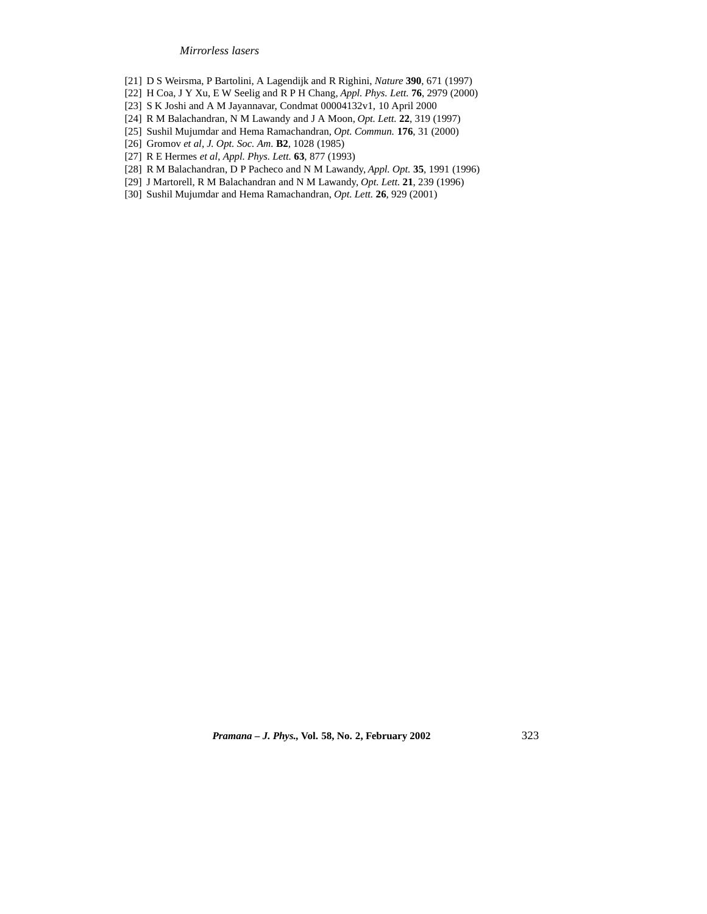[21] D S Weirsma, P Bartolini, A Lagendijk and R Righini, *Nature* **390**, 671 (1997)
[22] H Coa, J Y Xu, E W Seelig and R P H Chang, *Appl. Phys. Lett.* **76**, 2979 (2000)
[23] S K Joshi and A M Jayannavar, Condmat 00004132v1, 10 April 2000
[24] R M Balachandran, N M Lawandy and J A Moon, *Opt. Lett.* **22**, 319 (1997)
[25] Sushil Mujumdar and Hema Ramachandran, *Opt. Commun.* **176**, 31 (2000)
[26] Gromov *et al*, *J. Opt. Soc. Am.* **B2**, 1028 (1985)
[27] R E Hermes *et al*, *Appl. Phys. Lett.* **63**, 877 (1993)
[28] R M Balachandran, D P Pacheco and N M Lawandy, *Appl. Opt.* **35**, 1991 (1996)
[29] J Martorell, R M Balachandran and N M Lawandy, *Opt. Lett.* **21**, 239 (1996)
[30] Sushil Mujumdar and Hema Ramachandran, *Opt. Lett.* **26**, 929 (2001)